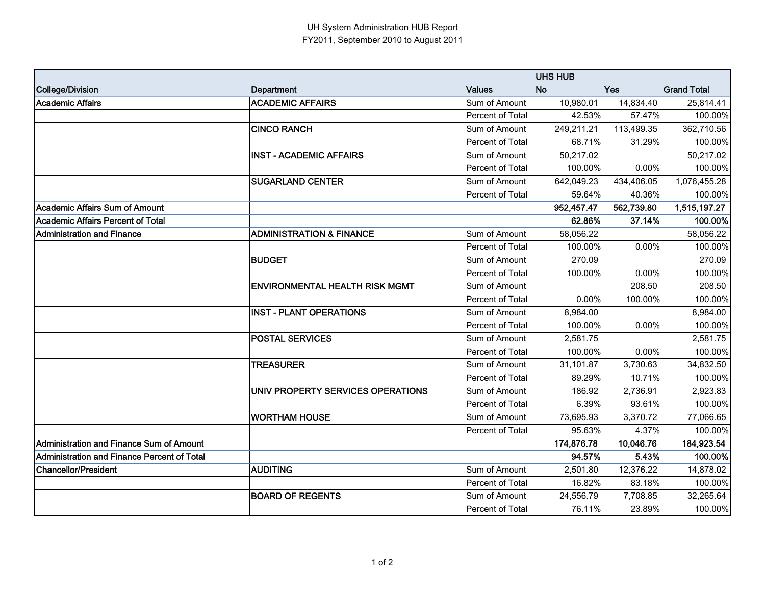UH System Administration HUB Report
FY2011, September 2010 to August 2011

| | | | UHS HUB | | |
|---|---|---|---|---|---|
| **College/Division** | **Department** | **Values** | **No** | **Yes** | **Grand Total** |
| **Academic Affairs** | **ACADEMIC AFFAIRS** | Sum of Amount | 10,980.01 | 14,834.40 | 25,814.41 |
| | | Percent of Total | 42.53% | 57.47% | 100.00% |
| | **CINCO RANCH** | Sum of Amount | 249,211.21 | 113,499.35 | 362,710.56 |
| | | Percent of Total | 68.71% | 31.29% | 100.00% |
| | **INST - ACADEMIC AFFAIRS** | Sum of Amount | 50,217.02 | | 50,217.02 |
| | | Percent of Total | 100.00% | 0.00% | 100.00% |
| | **SUGARLAND CENTER** | Sum of Amount | 642,049.23 | 434,406.05 | 1,076,455.28 |
| | | Percent of Total | 59.64% | 40.36% | 100.00% |
| **Academic Affairs Sum of Amount** | | | **952,457.47** | **562,739.80** | **1,515,197.27** |
| **Academic Affairs Percent of Total** | | | **62.86%** | **37.14%** | **100.00%** |
| **Administration and Finance** | **ADMINISTRATION & FINANCE** | Sum of Amount | 58,056.22 | | 58,056.22 |
| | | Percent of Total | 100.00% | 0.00% | 100.00% |
| | **BUDGET** | Sum of Amount | 270.09 | | 270.09 |
| | | Percent of Total | 100.00% | 0.00% | 100.00% |
| | **ENVIRONMENTAL HEALTH RISK MGMT** | Sum of Amount | | 208.50 | 208.50 |
| | | Percent of Total | 0.00% | 100.00% | 100.00% |
| | **INST - PLANT OPERATIONS** | Sum of Amount | 8,984.00 | | 8,984.00 |
| | | Percent of Total | 100.00% | 0.00% | 100.00% |
| | **POSTAL SERVICES** | Sum of Amount | 2,581.75 | | 2,581.75 |
| | | Percent of Total | 100.00% | 0.00% | 100.00% |
| | **TREASURER** | Sum of Amount | 31,101.87 | 3,730.63 | 34,832.50 |
| | | Percent of Total | 89.29% | 10.71% | 100.00% |
| | **UNIV PROPERTY SERVICES OPERATIONS** | Sum of Amount | 186.92 | 2,736.91 | 2,923.83 |
| | | Percent of Total | 6.39% | 93.61% | 100.00% |
| | **WORTHAM HOUSE** | Sum of Amount | 73,695.93 | 3,370.72 | 77,066.65 |
| | | Percent of Total | 95.63% | 4.37% | 100.00% |
| **Administration and Finance Sum of Amount** | | | **174,876.78** | **10,046.76** | **184,923.54** |
| **Administration and Finance Percent of Total** | | | **94.57%** | **5.43%** | **100.00%** |
| **Chancellor/President** | **AUDITING** | Sum of Amount | 2,501.80 | 12,376.22 | 14,878.02 |
| | | Percent of Total | 16.82% | 83.18% | 100.00% |
| | **BOARD OF REGENTS** | Sum of Amount | 24,556.79 | 7,708.85 | 32,265.64 |
| | | Percent of Total | 76.11% | 23.89% | 100.00% |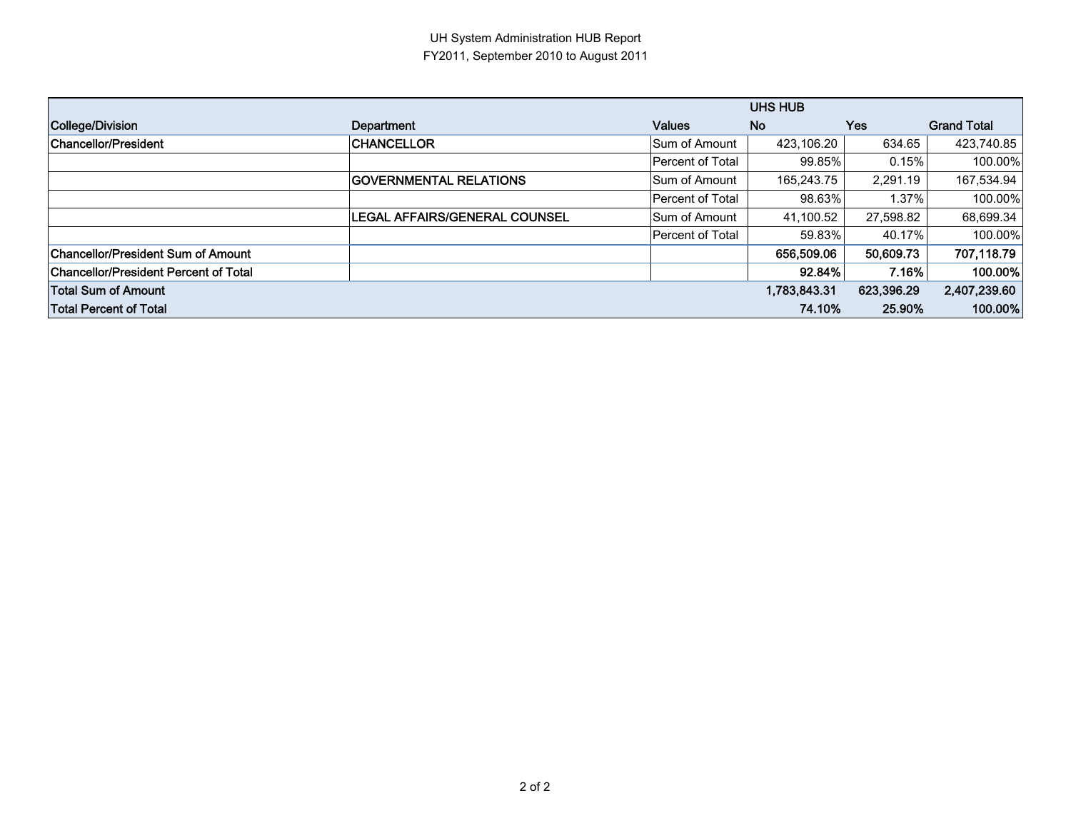UH System Administration HUB Report
FY2011, September 2010 to August 2011

| | | | UHS HUB | | |
|---|---|---|---|---|---|
| **College/Division** | **Department** | **Values** | **No** | **Yes** | **Grand Total** |
| **Chancellor/President** | **CHANCELLOR** | Sum of Amount | 423,106.20 | 634.65 | 423,740.85 |
| | | Percent of Total | 99.85% | 0.15% | 100.00% |
| | **GOVERNMENTAL RELATIONS** | Sum of Amount | 165,243.75 | 2,291.19 | 167,534.94 |
| | | Percent of Total | 98.63% | 1.37% | 100.00% |
| | **LEGAL AFFAIRS/GENERAL COUNSEL** | Sum of Amount | 41,100.52 | 27,598.82 | 68,699.34 |
| | | Percent of Total | 59.83% | 40.17% | 100.00% |
| **Chancellor/President Sum of Amount** | | | **656,509.06** | **50,609.73** | **707,118.79** |
| **Chancellor/President Percent of Total** | | | **92.84%** | **7.16%** | **100.00%** |
| **Total Sum of Amount** | | | **1,783,843.31** | **623,396.29** | **2,407,239.60** |
| **Total Percent of Total** | | | **74.10%** | **25.90%** | **100.00%** |